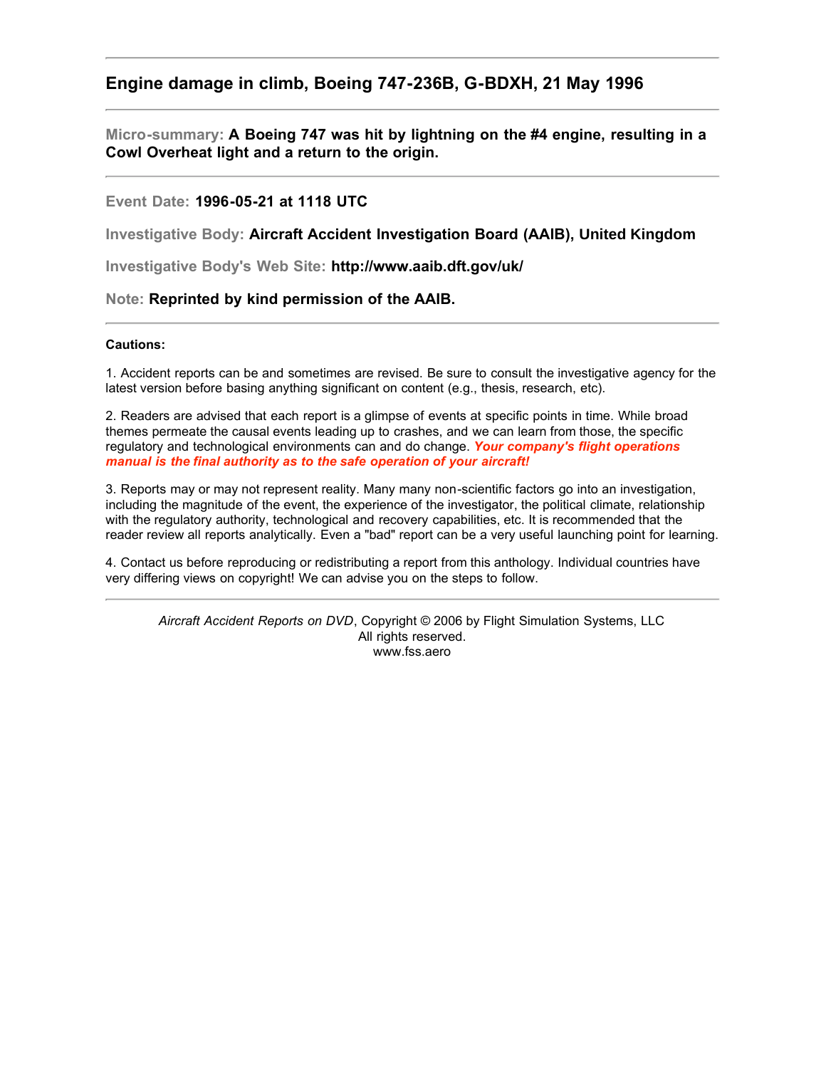## Engine damage in climb, Boeing 747-236B, G-BDXH, 21 May 1996

---

**Micro-summary:** **A Boeing 747 was hit by lightning on the #4 engine, resulting in a Cowl Overheat light and a return to the origin.**

---

**Event Date:** **1996-05-21 at 1118 UTC**

**Investigative Body:** **Aircraft Accident Investigation Board (AAIB), United Kingdom**

**Investigative Body's Web Site:** **http://www.aaib.dft.gov/uk/**

**Note:** **Reprinted by kind permission of the AAIB.**

---

**Cautions:**

1. Accident reports can be and sometimes are revised. Be sure to consult the investigative agency for the latest version before basing anything significant on content (e.g., thesis, research, etc).

2. Readers are advised that each report is a glimpse of events at specific points in time. While broad themes permeate the causal events leading up to crashes, and we can learn from those, the specific regulatory and technological environments can and do change. ***Your company's flight operations manual is the final authority as to the safe operation of your aircraft!***

3. Reports may or may not represent reality. Many many non-scientific factors go into an investigation, including the magnitude of the event, the experience of the investigator, the political climate, relationship with the regulatory authority, technological and recovery capabilities, etc. It is recommended that the reader review all reports analytically. Even a "bad" report can be a very useful launching point for learning.

4. Contact us before reproducing or redistributing a report from this anthology. Individual countries have very differing views on copyright! We can advise you on the steps to follow.

---

*Aircraft Accident Reports on DVD*, Copyright © 2006 by Flight Simulation Systems, LLC
All rights reserved.
www.fss.aero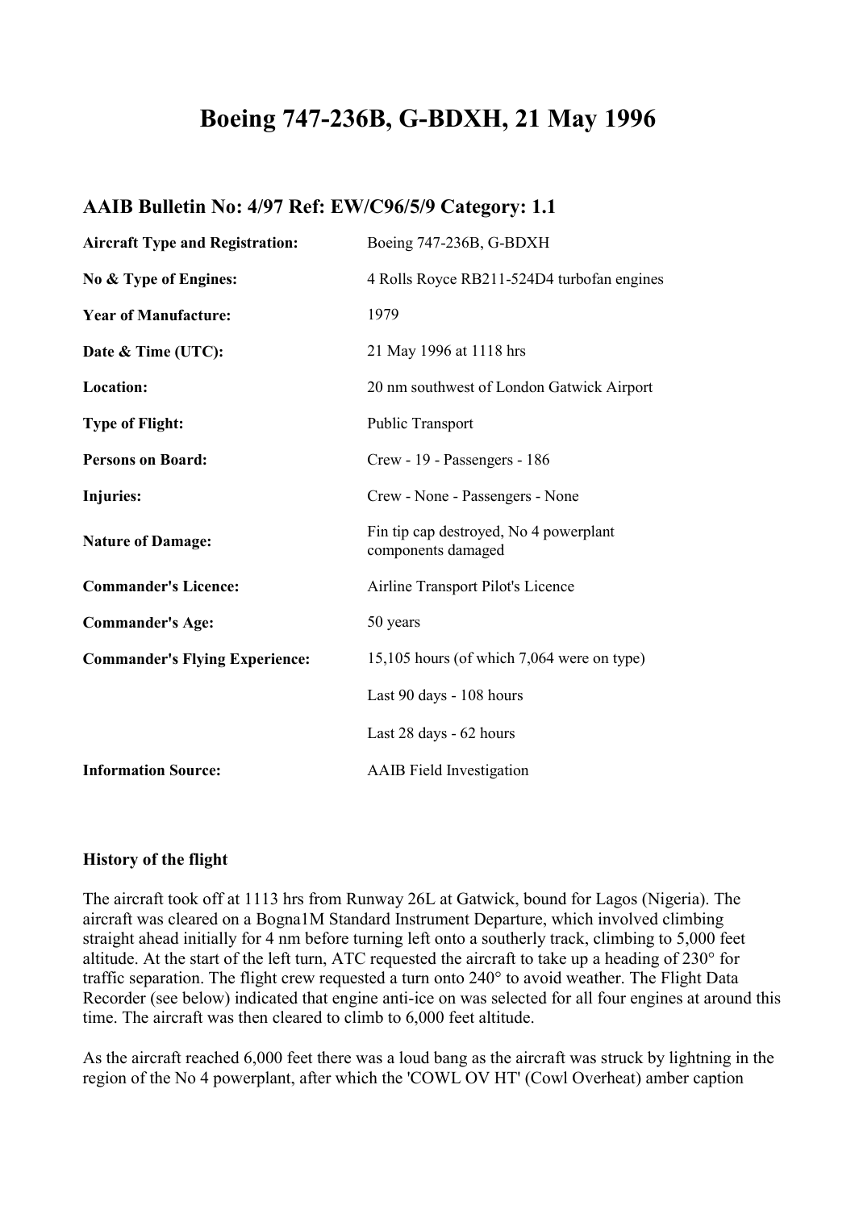# Boeing 747-236B, G-BDXH, 21 May 1996

## AAIB Bulletin No: 4/97 Ref: EW/C96/5/9 Category: 1.1

| | |
|---|---|
| **Aircraft Type and Registration:** | Boeing 747-236B, G-BDXH |
| **No & Type of Engines:** | 4 Rolls Royce RB211-524D4 turbofan engines |
| **Year of Manufacture:** | 1979 |
| **Date & Time (UTC):** | 21 May 1996 at 1118 hrs |
| **Location:** | 20 nm southwest of London Gatwick Airport |
| **Type of Flight:** | Public Transport |
| **Persons on Board:** | Crew - 19 - Passengers - 186 |
| **Injuries:** | Crew - None - Passengers - None |
| **Nature of Damage:** | Fin tip cap destroyed, No 4 powerplant components damaged |
| **Commander's Licence:** | Airline Transport Pilot's Licence |
| **Commander's Age:** | 50 years |
| **Commander's Flying Experience:** | 15,105 hours (of which 7,064 were on type) |
| | Last 90 days - 108 hours |
| | Last 28 days - 62 hours |
| **Information Source:** | AAIB Field Investigation |

### History of the flight

The aircraft took off at 1113 hrs from Runway 26L at Gatwick, bound for Lagos (Nigeria). The aircraft was cleared on a Bogna1M Standard Instrument Departure, which involved climbing straight ahead initially for 4 nm before turning left onto a southerly track, climbing to 5,000 feet altitude. At the start of the left turn, ATC requested the aircraft to take up a heading of 230° for traffic separation. The flight crew requested a turn onto 240° to avoid weather. The Flight Data Recorder (see below) indicated that engine anti-ice on was selected for all four engines at around this time. The aircraft was then cleared to climb to 6,000 feet altitude.

As the aircraft reached 6,000 feet there was a loud bang as the aircraft was struck by lightning in the region of the No 4 powerplant, after which the 'COWL OV HT' (Cowl Overheat) amber caption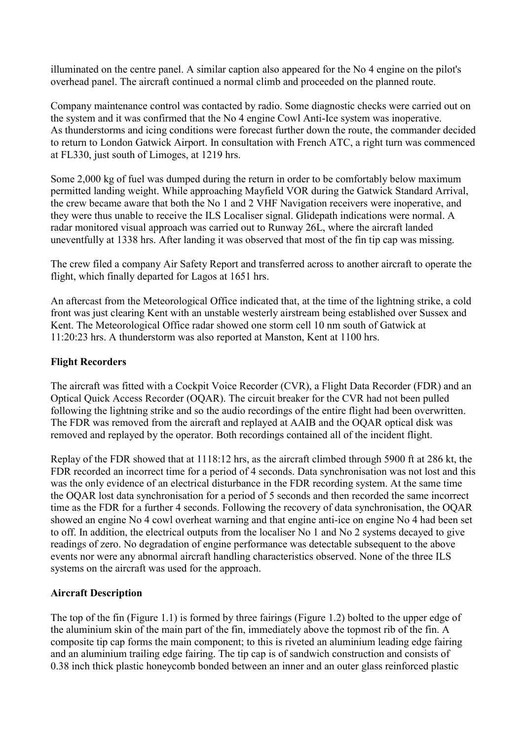illuminated on the centre panel. A similar caption also appeared for the No 4 engine on the pilot's overhead panel. The aircraft continued a normal climb and proceeded on the planned route.

Company maintenance control was contacted by radio. Some diagnostic checks were carried out on the system and it was confirmed that the No 4 engine Cowl Anti-Ice system was inoperative. As thunderstorms and icing conditions were forecast further down the route, the commander decided to return to London Gatwick Airport. In consultation with French ATC, a right turn was commenced at FL330, just south of Limoges, at 1219 hrs.

Some 2,000 kg of fuel was dumped during the return in order to be comfortably below maximum permitted landing weight. While approaching Mayfield VOR during the Gatwick Standard Arrival, the crew became aware that both the No 1 and 2 VHF Navigation receivers were inoperative, and they were thus unable to receive the ILS Localiser signal. Glidepath indications were normal. A radar monitored visual approach was carried out to Runway 26L, where the aircraft landed uneventfully at 1338 hrs. After landing it was observed that most of the fin tip cap was missing.

The crew filed a company Air Safety Report and transferred across to another aircraft to operate the flight, which finally departed for Lagos at 1651 hrs.

An aftercast from the Meteorological Office indicated that, at the time of the lightning strike, a cold front was just clearing Kent with an unstable westerly airstream being established over Sussex and Kent. The Meteorological Office radar showed one storm cell 10 nm south of Gatwick at 11:20:23 hrs. A thunderstorm was also reported at Manston, Kent at 1100 hrs.

## Flight Recorders

The aircraft was fitted with a Cockpit Voice Recorder (CVR), a Flight Data Recorder (FDR) and an Optical Quick Access Recorder (OQAR). The circuit breaker for the CVR had not been pulled following the lightning strike and so the audio recordings of the entire flight had been overwritten. The FDR was removed from the aircraft and replayed at AAIB and the OQAR optical disk was removed and replayed by the operator. Both recordings contained all of the incident flight.

Replay of the FDR showed that at 1118:12 hrs, as the aircraft climbed through 5900 ft at 286 kt, the FDR recorded an incorrect time for a period of 4 seconds. Data synchronisation was not lost and this was the only evidence of an electrical disturbance in the FDR recording system. At the same time the OQAR lost data synchronisation for a period of 5 seconds and then recorded the same incorrect time as the FDR for a further 4 seconds. Following the recovery of data synchronisation, the OQAR showed an engine No 4 cowl overheat warning and that engine anti-ice on engine No 4 had been set to off. In addition, the electrical outputs from the localiser No 1 and No 2 systems decayed to give readings of zero. No degradation of engine performance was detectable subsequent to the above events nor were any abnormal aircraft handling characteristics observed. None of the three ILS systems on the aircraft was used for the approach.

## Aircraft Description

The top of the fin (Figure 1.1) is formed by three fairings (Figure 1.2) bolted to the upper edge of the aluminium skin of the main part of the fin, immediately above the topmost rib of the fin. A composite tip cap forms the main component; to this is riveted an aluminium leading edge fairing and an aluminium trailing edge fairing. The tip cap is of sandwich construction and consists of 0.38 inch thick plastic honeycomb bonded between an inner and an outer glass reinforced plastic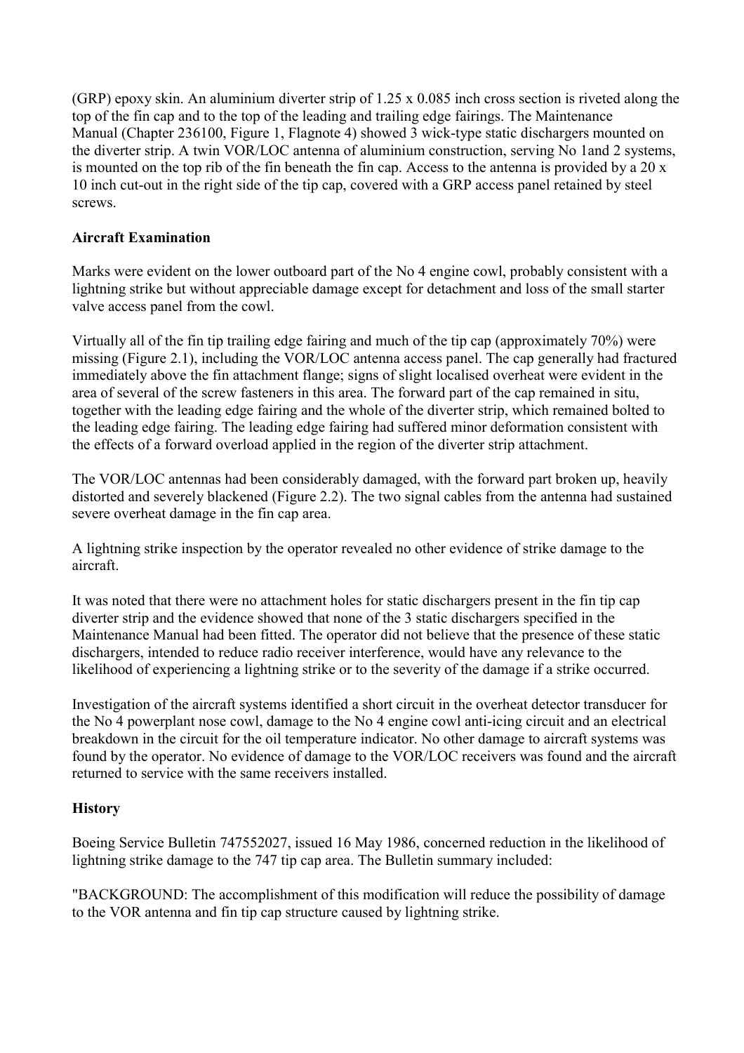(GRP) epoxy skin. An aluminium diverter strip of 1.25 x 0.085 inch cross section is riveted along the top of the fin cap and to the top of the leading and trailing edge fairings. The Maintenance Manual (Chapter 236100, Figure 1, Flagnote 4) showed 3 wick-type static dischargers mounted on the diverter strip. A twin VOR/LOC antenna of aluminium construction, serving No 1and 2 systems, is mounted on the top rib of the fin beneath the fin cap. Access to the antenna is provided by a 20 x 10 inch cut-out in the right side of the tip cap, covered with a GRP access panel retained by steel screws.

**Aircraft Examination**

Marks were evident on the lower outboard part of the No 4 engine cowl, probably consistent with a lightning strike but without appreciable damage except for detachment and loss of the small starter valve access panel from the cowl.

Virtually all of the fin tip trailing edge fairing and much of the tip cap (approximately 70%) were missing (Figure 2.1), including the VOR/LOC antenna access panel. The cap generally had fractured immediately above the fin attachment flange; signs of slight localised overheat were evident in the area of several of the screw fasteners in this area. The forward part of the cap remained in situ, together with the leading edge fairing and the whole of the diverter strip, which remained bolted to the leading edge fairing. The leading edge fairing had suffered minor deformation consistent with the effects of a forward overload applied in the region of the diverter strip attachment.

The VOR/LOC antennas had been considerably damaged, with the forward part broken up, heavily distorted and severely blackened (Figure 2.2). The two signal cables from the antenna had sustained severe overheat damage in the fin cap area.

A lightning strike inspection by the operator revealed no other evidence of strike damage to the aircraft.

It was noted that there were no attachment holes for static dischargers present in the fin tip cap diverter strip and the evidence showed that none of the 3 static dischargers specified in the Maintenance Manual had been fitted. The operator did not believe that the presence of these static dischargers, intended to reduce radio receiver interference, would have any relevance to the likelihood of experiencing a lightning strike or to the severity of the damage if a strike occurred.

Investigation of the aircraft systems identified a short circuit in the overheat detector transducer for the No 4 powerplant nose cowl, damage to the No 4 engine cowl anti-icing circuit and an electrical breakdown in the circuit for the oil temperature indicator. No other damage to aircraft systems was found by the operator. No evidence of damage to the VOR/LOC receivers was found and the aircraft returned to service with the same receivers installed.

**History**

Boeing Service Bulletin 747552027, issued 16 May 1986, concerned reduction in the likelihood of lightning strike damage to the 747 tip cap area. The Bulletin summary included:

"BACKGROUND: The accomplishment of this modification will reduce the possibility of damage to the VOR antenna and fin tip cap structure caused by lightning strike.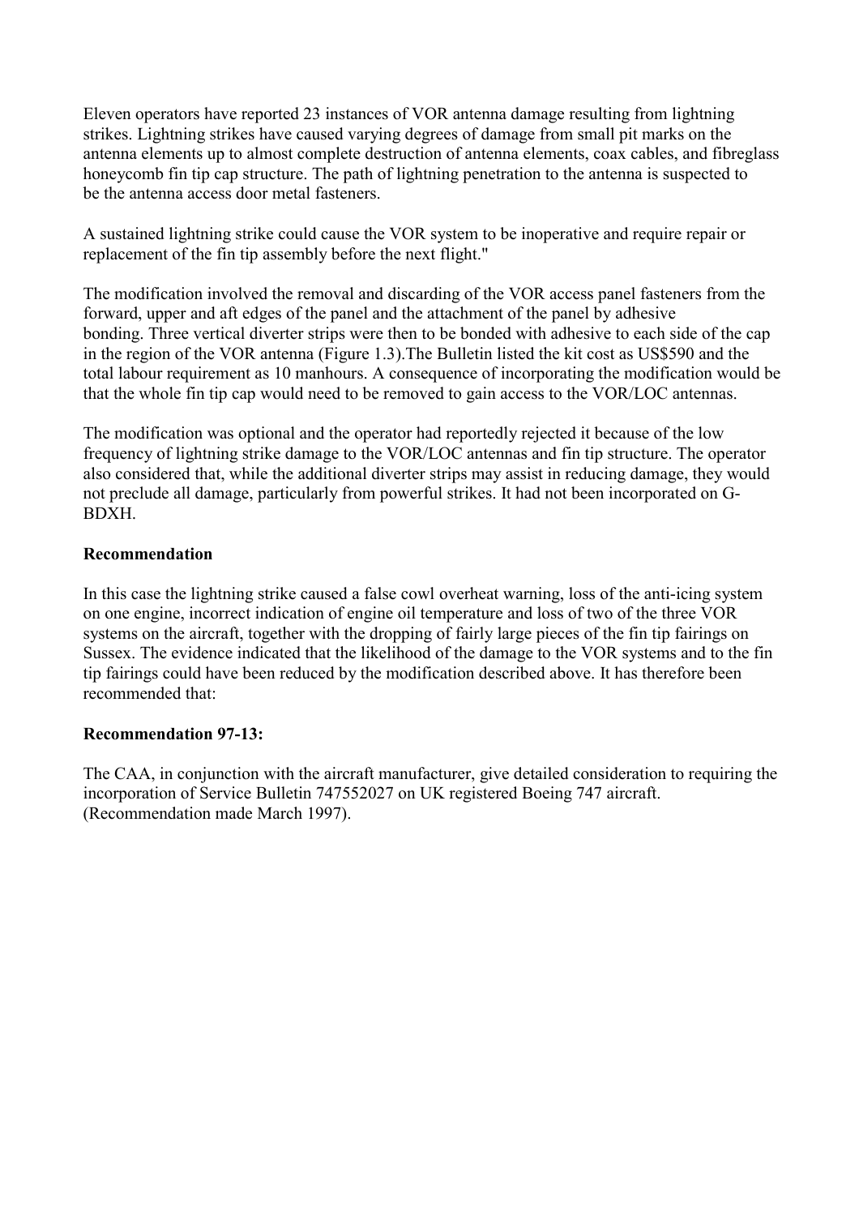Eleven operators have reported 23 instances of VOR antenna damage resulting from lightning strikes. Lightning strikes have caused varying degrees of damage from small pit marks on the antenna elements up to almost complete destruction of antenna elements, coax cables, and fibreglass honeycomb fin tip cap structure. The path of lightning penetration to the antenna is suspected to be the antenna access door metal fasteners.

A sustained lightning strike could cause the VOR system to be inoperative and require repair or replacement of the fin tip assembly before the next flight."

The modification involved the removal and discarding of the VOR access panel fasteners from the forward, upper and aft edges of the panel and the attachment of the panel by adhesive bonding. Three vertical diverter strips were then to be bonded with adhesive to each side of the cap in the region of the VOR antenna (Figure 1.3).The Bulletin listed the kit cost as US$590 and the total labour requirement as 10 manhours. A consequence of incorporating the modification would be that the whole fin tip cap would need to be removed to gain access to the VOR/LOC antennas.

The modification was optional and the operator had reportedly rejected it because of the low frequency of lightning strike damage to the VOR/LOC antennas and fin tip structure. The operator also considered that, while the additional diverter strips may assist in reducing damage, they would not preclude all damage, particularly from powerful strikes. It had not been incorporated on G-BDXH.

**Recommendation**

In this case the lightning strike caused a false cowl overheat warning, loss of the anti-icing system on one engine, incorrect indication of engine oil temperature and loss of two of the three VOR systems on the aircraft, together with the dropping of fairly large pieces of the fin tip fairings on Sussex. The evidence indicated that the likelihood of the damage to the VOR systems and to the fin tip fairings could have been reduced by the modification described above. It has therefore been recommended that:

**Recommendation 97-13:**

The CAA, in conjunction with the aircraft manufacturer, give detailed consideration to requiring the incorporation of Service Bulletin 747552027 on UK registered Boeing 747 aircraft. (Recommendation made March 1997).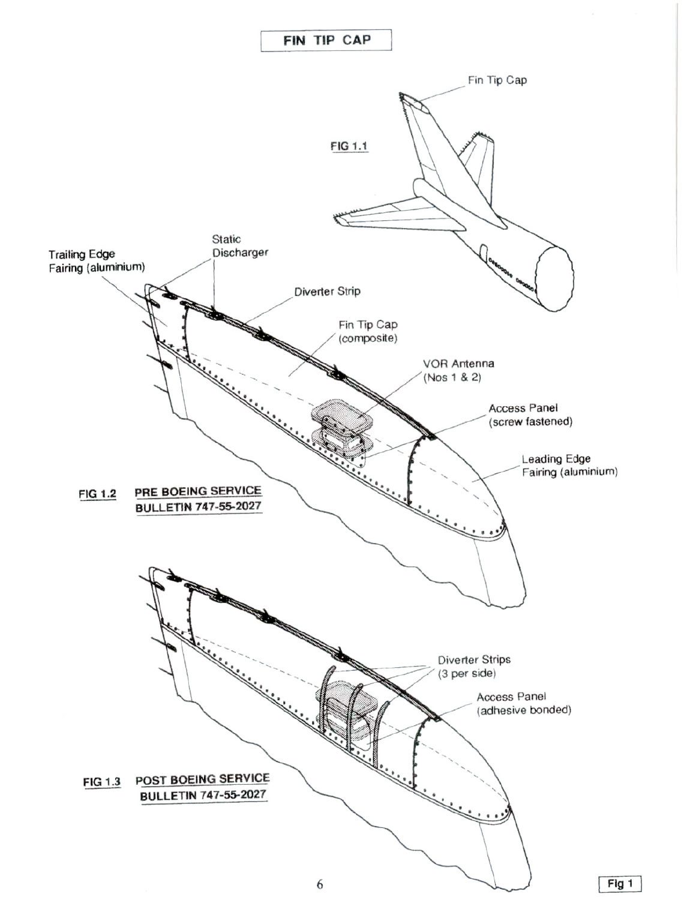# FIN TIP CAP

Fin Tip Cap

FIG 1.1

Trailing Edge Fairing (aluminium)

Static Discharger

Diverter Strip

Fin Tip Cap (composite)

VOR Antenna (Nos 1 & 2)

Access Panel (screw fastened)

Leading Edge Fairing (aluminium)

FIG 1.2 PRE BOEING SERVICE BULLETIN 747-55-2027

Diverter Strips (3 per side)

Access Panel (adhesive bonded)

FIG 1.3 POST BOEING SERVICE BULLETIN 747-55-2027

Fig 1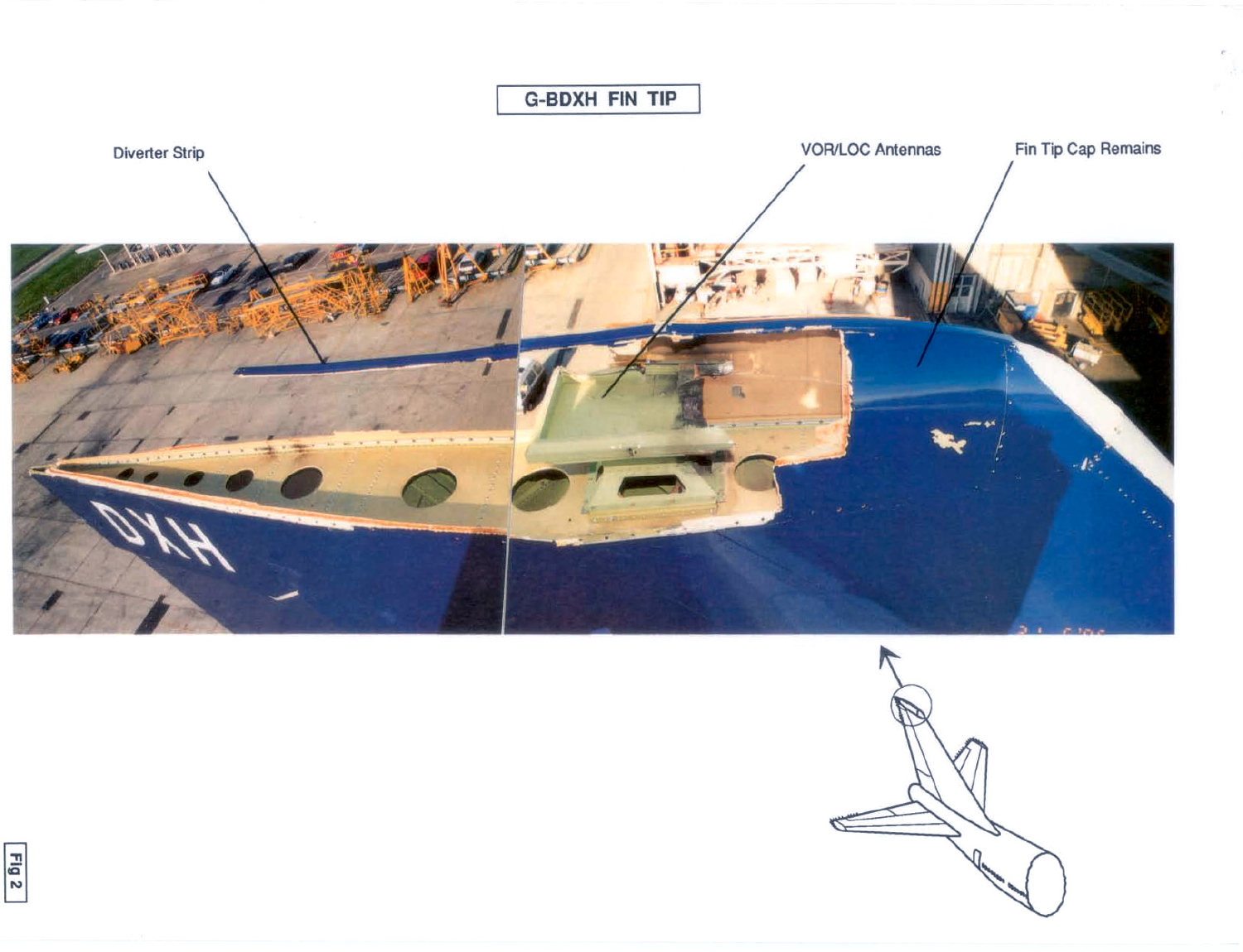G-BDXH FIN TIP

Diverter Strip

VOR/LOC Antennas

Fin Tip Cap Remains

Fig 2